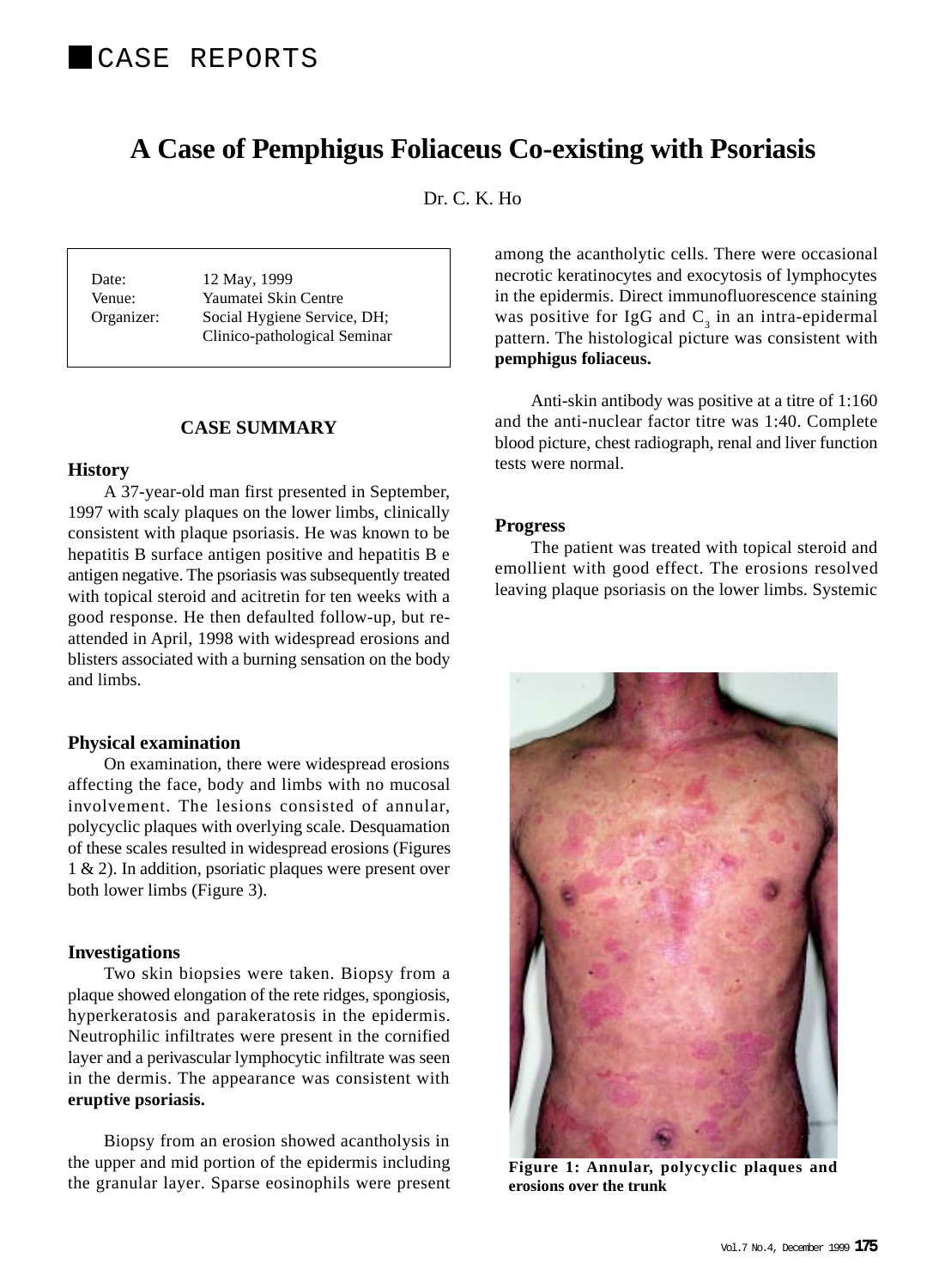# CASE REPORTS

## A Case of Pemphigus Foliaceus Co-existing with Psoriasis

Dr. C. K. Ho

| | |
|---|---|
| Date: | 12 May, 1999 |
| Venue: | Yaumatei Skin Centre |
| Organizer: | Social Hygiene Service, DH; Clinico-pathological Seminar |

### CASE SUMMARY

#### History

A 37-year-old man first presented in September, 1997 with scaly plaques on the lower limbs, clinically consistent with plaque psoriasis. He was known to be hepatitis B surface antigen positive and hepatitis B e antigen negative. The psoriasis was subsequently treated with topical steroid and acitretin for ten weeks with a good response. He then defaulted follow-up, but re-attended in April, 1998 with widespread erosions and blisters associated with a burning sensation on the body and limbs.

#### Physical examination

On examination, there were widespread erosions affecting the face, body and limbs with no mucosal involvement. The lesions consisted of annular, polycyclic plaques with overlying scale. Desquamation of these scales resulted in widespread erosions (Figures 1 & 2). In addition, psoriatic plaques were present over both lower limbs (Figure 3).

#### Investigations

Two skin biopsies were taken. Biopsy from a plaque showed elongation of the rete ridges, spongiosis, hyperkeratosis and parakeratosis in the epidermis. Neutrophilic infiltrates were present in the cornified layer and a perivascular lymphocytic infiltrate was seen in the dermis. The appearance was consistent with **eruptive psoriasis.**

Biopsy from an erosion showed acantholysis in the upper and mid portion of the epidermis including the granular layer. Sparse eosinophils were present among the acantholytic cells. There were occasional necrotic keratinocytes and exocytosis of lymphocytes in the epidermis. Direct immunofluorescence staining was positive for IgG and $C_3$ in an intra-epidermal pattern. The histological picture was consistent with **pemphigus foliaceus.**

Anti-skin antibody was positive at a titre of 1:160 and the anti-nuclear factor titre was 1:40. Complete blood picture, chest radiograph, renal and liver function tests were normal.

#### Progress

The patient was treated with topical steroid and emollient with good effect. The erosions resolved leaving plaque psoriasis on the lower limbs. Systemic

**Figure 1: Annular, polycyclic plaques and erosions over the trunk**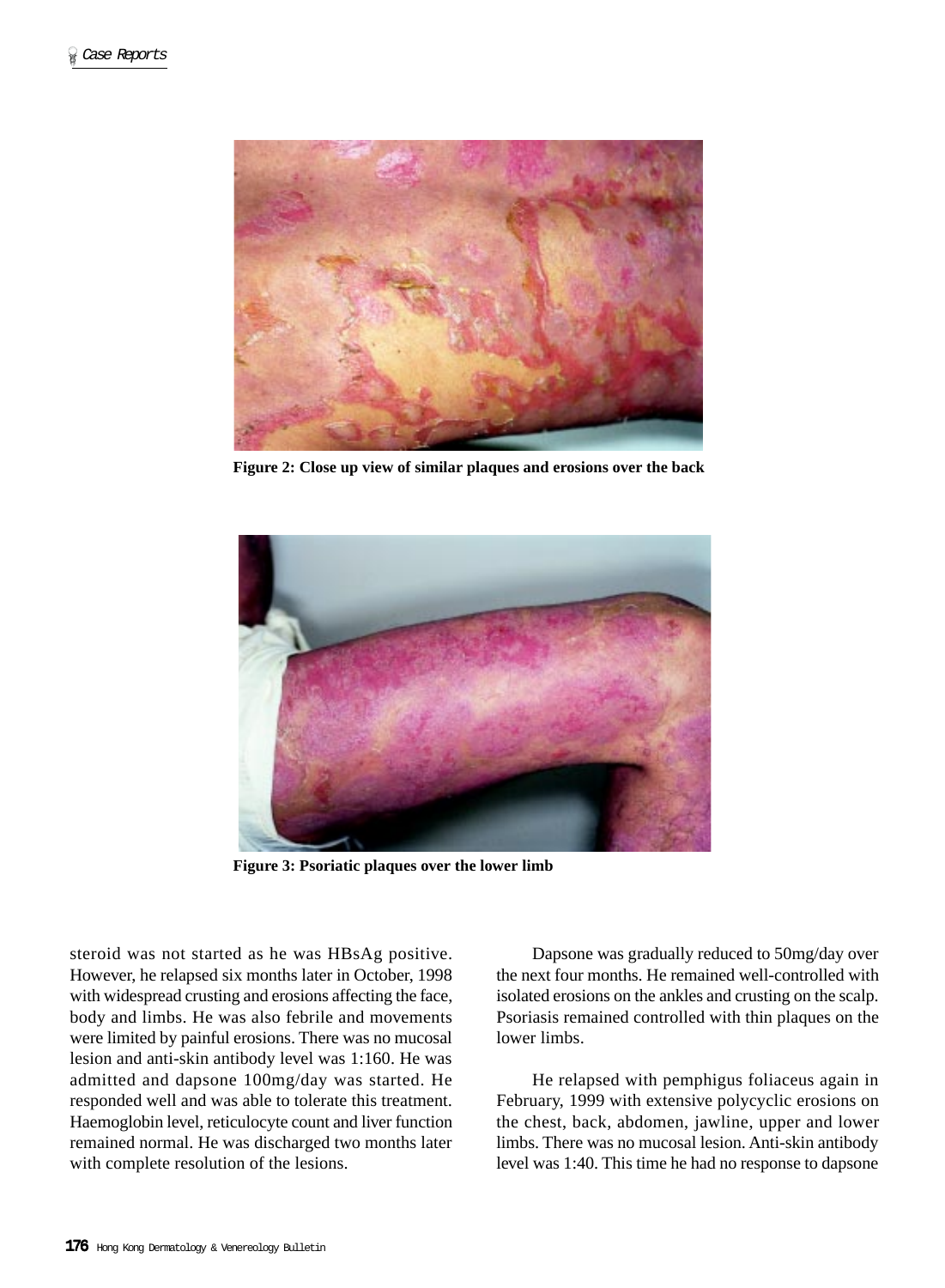Figure 2: Close up view of similar plaques and erosions over the back

Figure 3: Psoriatic plaques over the lower limb

steroid was not started as he was HBsAg positive. However, he relapsed six months later in October, 1998 with widespread crusting and erosions affecting the face, body and limbs. He was also febrile and movements were limited by painful erosions. There was no mucosal lesion and anti-skin antibody level was 1:160. He was admitted and dapsone 100mg/day was started. He responded well and was able to tolerate this treatment. Haemoglobin level, reticulocyte count and liver function remained normal. He was discharged two months later with complete resolution of the lesions.

Dapsone was gradually reduced to 50mg/day over the next four months. He remained well-controlled with isolated erosions on the ankles and crusting on the scalp. Psoriasis remained controlled with thin plaques on the lower limbs.

He relapsed with pemphigus foliaceus again in February, 1999 with extensive polycyclic erosions on the chest, back, abdomen, jawline, upper and lower limbs. There was no mucosal lesion. Anti-skin antibody level was 1:40. This time he had no response to dapsone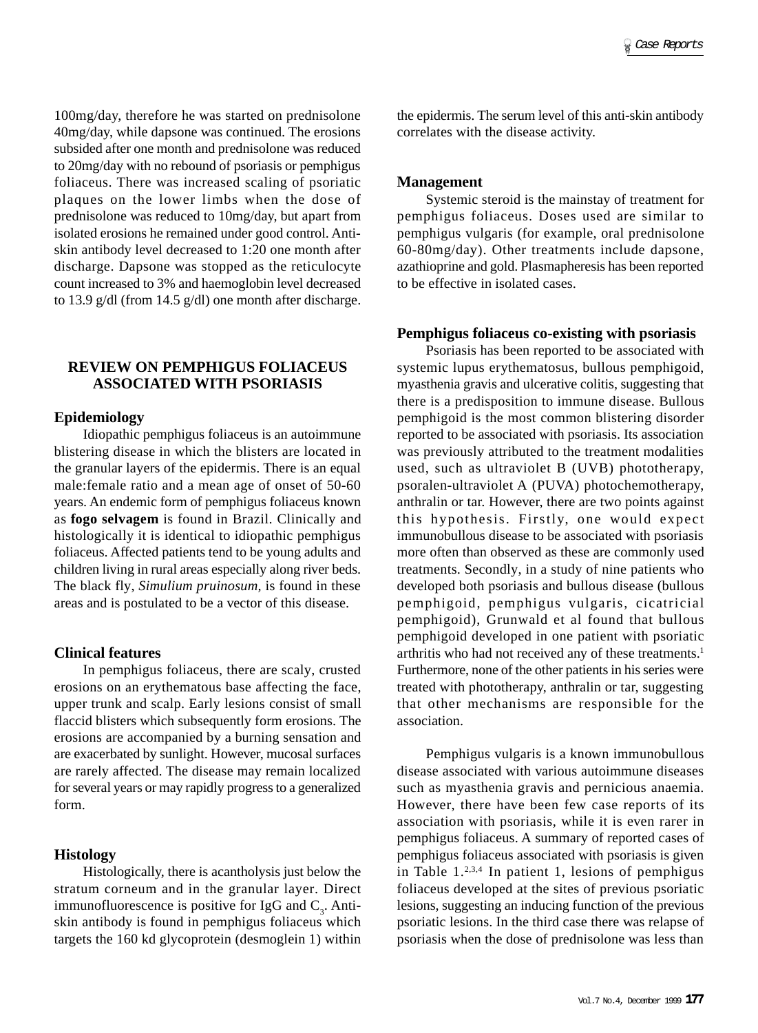100mg/day, therefore he was started on prednisolone 40mg/day, while dapsone was continued. The erosions subsided after one month and prednisolone was reduced to 20mg/day with no rebound of psoriasis or pemphigus foliaceus. There was increased scaling of psoriatic plaques on the lower limbs when the dose of prednisolone was reduced to 10mg/day, but apart from isolated erosions he remained under good control. Anti-skin antibody level decreased to 1:20 one month after discharge. Dapsone was stopped as the reticulocyte count increased to 3% and haemoglobin level decreased to 13.9 g/dl (from 14.5 g/dl) one month after discharge.

## REVIEW ON PEMPHIGUS FOLIACEUS ASSOCIATED WITH PSORIASIS

### Epidemiology

Idiopathic pemphigus foliaceus is an autoimmune blistering disease in which the blisters are located in the granular layers of the epidermis. There is an equal male:female ratio and a mean age of onset of 50-60 years. An endemic form of pemphigus foliaceus known as **fogo selvagem** is found in Brazil. Clinically and histologically it is identical to idiopathic pemphigus foliaceus. Affected patients tend to be young adults and children living in rural areas especially along river beds. The black fly, *Simulium pruinosum*, is found in these areas and is postulated to be a vector of this disease.

### Clinical features

In pemphigus foliaceus, there are scaly, crusted erosions on an erythematous base affecting the face, upper trunk and scalp. Early lesions consist of small flaccid blisters which subsequently form erosions. The erosions are accompanied by a burning sensation and are exacerbated by sunlight. However, mucosal surfaces are rarely affected. The disease may remain localized for several years or may rapidly progress to a generalized form.

### Histology

Histologically, there is acantholysis just below the stratum corneum and in the granular layer. Direct immunofluorescence is positive for IgG and $C_3$. Anti-skin antibody is found in pemphigus foliaceus which targets the 160 kd glycoprotein (desmoglein 1) within the epidermis. The serum level of this anti-skin antibody correlates with the disease activity.

### Management

Systemic steroid is the mainstay of treatment for pemphigus foliaceus. Doses used are similar to pemphigus vulgaris (for example, oral prednisolone 60-80mg/day). Other treatments include dapsone, azathioprine and gold. Plasmapheresis has been reported to be effective in isolated cases.

### Pemphigus foliaceus co-existing with psoriasis

Psoriasis has been reported to be associated with systemic lupus erythematosus, bullous pemphigoid, myasthenia gravis and ulcerative colitis, suggesting that there is a predisposition to immune disease. Bullous pemphigoid is the most common blistering disorder reported to be associated with psoriasis. Its association was previously attributed to the treatment modalities used, such as ultraviolet B (UVB) phototherapy, psoralen-ultraviolet A (PUVA) photochemotherapy, anthralin or tar. However, there are two points against this hypothesis. Firstly, one would expect immunobullous disease to be associated with psoriasis more often than observed as these are commonly used treatments. Secondly, in a study of nine patients who developed both psoriasis and bullous disease (bullous pemphigoid, pemphigus vulgaris, cicatricial pemphigoid), Grunwald et al found that bullous pemphigoid developed in one patient with psoriatic arthritis who had not received any of these treatments.[1] Furthermore, none of the other patients in his series were treated with phototherapy, anthralin or tar, suggesting that other mechanisms are responsible for the association.

Pemphigus vulgaris is a known immunobullous disease associated with various autoimmune diseases such as myasthenia gravis and pernicious anaemia. However, there have been few case reports of its association with psoriasis, while it is even rarer in pemphigus foliaceus. A summary of reported cases of pemphigus foliaceus associated with psoriasis is given in Table 1.[2,3,4] In patient 1, lesions of pemphigus foliaceus developed at the sites of previous psoriatic lesions, suggesting an inducing function of the previous psoriatic lesions. In the third case there was relapse of psoriasis when the dose of prednisolone was less than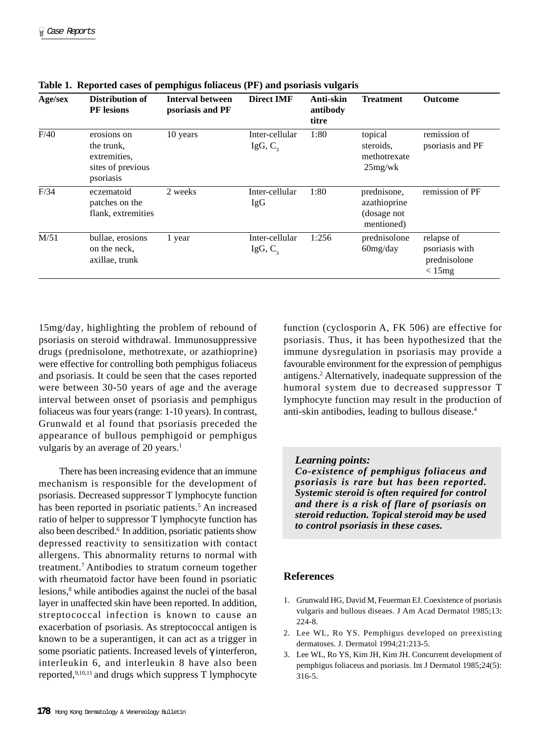**Table 1. Reported cases of pemphigus foliaceus (PF) and psoriasis vulgaris**

| Age/sex | Distribution of PF lesions | Interval between psoriasis and PF | Direct IMF | Anti-skin antibody titre | Treatment | Outcome |
|---|---|---|---|---|---|---|
| F/40 | erosions on the trunk, extremities, sites of previous psoriasis | 10 years | Inter-cellular IgG, $C_3$ | 1:80 | topical steroids, methotrexate 25mg/wk | remission of psoriasis and PF |
| F/34 | eczematoid patches on the flank, extremities | 2 weeks | Inter-cellular IgG | 1:80 | prednisone, azathioprine (dosage not mentioned) | remission of PF |
| M/51 | bullae, erosions on the neck, axillae, trunk | 1 year | Inter-cellular IgG, $C_3$ | 1:256 | prednisolone 60mg/day | relapse of psoriasis with prednisolone < 15mg |

15mg/day, highlighting the problem of rebound of psoriasis on steroid withdrawal. Immunosuppressive drugs (prednisolone, methotrexate, or azathioprine) were effective for controlling both pemphigus foliaceus and psoriasis. It could be seen that the cases reported were between 30-50 years of age and the average interval between onset of psoriasis and pemphigus foliaceus was four years (range: 1-10 years). In contrast, Grunwald et al found that psoriasis preceded the appearance of bullous pemphigoid or pemphigus vulgaris by an average of 20 years.[1]

There has been increasing evidence that an immune mechanism is responsible for the development of psoriasis. Decreased suppressor T lymphocyte function has been reported in psoriatic patients.[5] An increased ratio of helper to suppressor T lymphocyte function has also been described.[6] In addition, psoriatic patients show depressed reactivity to sensitization with contact allergens. This abnormality returns to normal with treatment.[7] Antibodies to stratum corneum together with rheumatoid factor have been found in psoriatic lesions,[8] while antibodies against the nuclei of the basal layer in unaffected skin have been reported. In addition, streptococcal infection is known to cause an exacerbation of psoriasis. As streptococcal antigen is known to be a superantigen, it can act as a trigger in some psoriatic patients. Increased levels of $\gamma$ interferon, interleukin 6, and interleukin 8 have also been reported,[9,10,11] and drugs which suppress T lymphocyte function (cyclosporin A, FK 506) are effective for psoriasis. Thus, it has been hypothesized that the immune dysregulation in psoriasis may provide a favourable environment for the expression of pemphigus antigens.[2] Alternatively, inadequate suppression of the humoral system due to decreased suppressor T lymphocyte function may result in the production of anti-skin antibodies, leading to bullous disease.[4]

***Learning points:***
***Co-existence of pemphigus foliaceus and psoriasis is rare but has been reported. Systemic steroid is often required for control and there is a risk of flare of psoriasis on steroid reduction. Topical steroid may be used to control psoriasis in these cases.***

## References

1. Grunwald HG, David M, Feuerman EJ. Coexistence of psoriasis vulgaris and bullous diseaes. J Am Acad Dermatol 1985;13: 224-8.
2. Lee WL, Ro YS. Pemphigus developed on preexisting dermatoses. J. Dermatol 1994;21:213-5.
3. Lee WL, Ro YS, Kim JH, Kim JH. Concurrent development of pemphigus foliaceus and psoriasis. Int J Dermatol 1985;24(5): 316-5.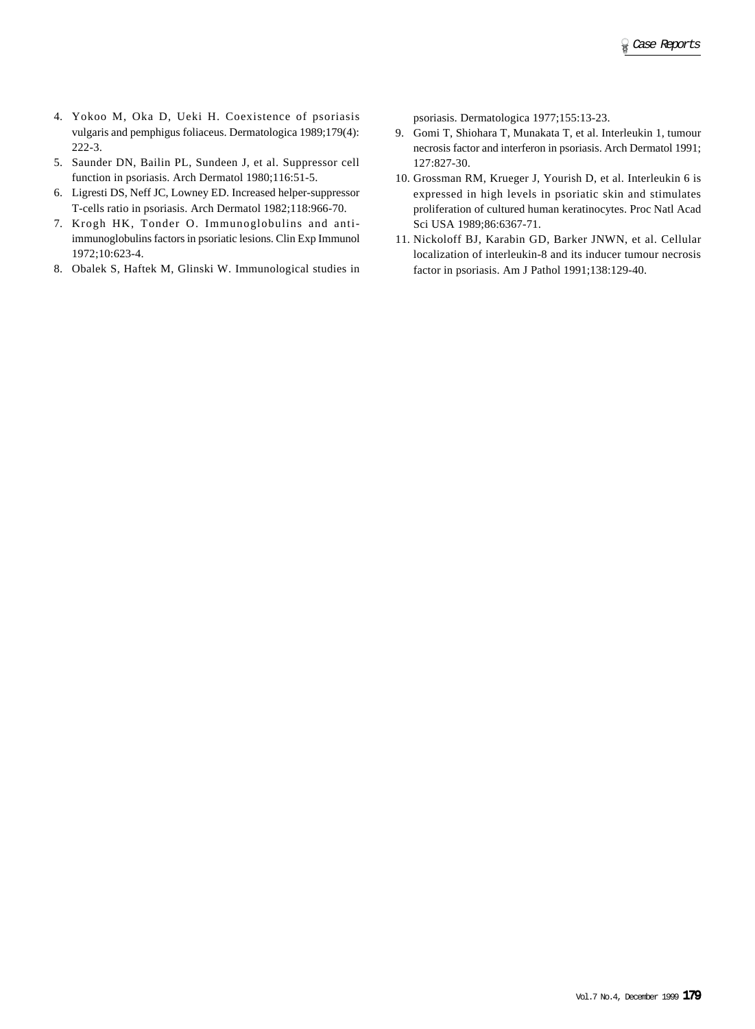4. Yokoo M, Oka D, Ueki H. Coexistence of psoriasis vulgaris and pemphigus foliaceus. Dermatologica 1989;179(4): 222-3.
5. Saunder DN, Bailin PL, Sundeen J, et al. Suppressor cell function in psoriasis. Arch Dermatol 1980;116:51-5.
6. Ligresti DS, Neff JC, Lowney ED. Increased helper-suppressor T-cells ratio in psoriasis. Arch Dermatol 1982;118:966-70.
7. Krogh HK, Tonder O. Immunoglobulins and anti-immunoglobulins factors in psoriatic lesions. Clin Exp Immunol 1972;10:623-4.
8. Obalek S, Haftek M, Glinski W. Immunological studies in psoriasis. Dermatologica 1977;155:13-23.
9. Gomi T, Shiohara T, Munakata T, et al. Interleukin 1, tumour necrosis factor and interferon in psoriasis. Arch Dermatol 1991; 127:827-30.
10. Grossman RM, Krueger J, Yourish D, et al. Interleukin 6 is expressed in high levels in psoriatic skin and stimulates proliferation of cultured human keratinocytes. Proc Natl Acad Sci USA 1989;86:6367-71.
11. Nickoloff BJ, Karabin GD, Barker JNWN, et al. Cellular localization of interleukin-8 and its inducer tumour necrosis factor in psoriasis. Am J Pathol 1991;138:129-40.